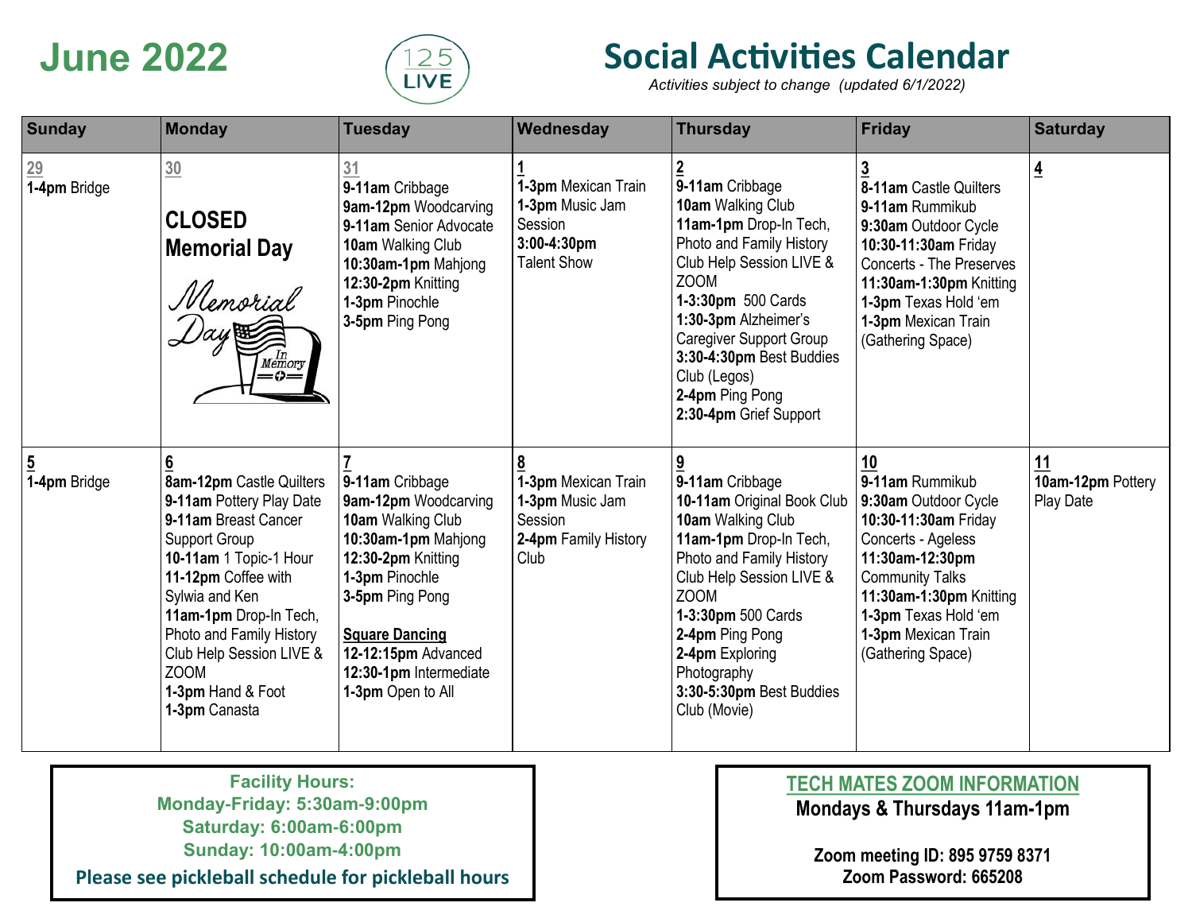# June 2022

125 LIVE

# Social Activities Calendar

*Activities subject to change (updated 6/1/2022)*

| Sunday | Monday | Tuesday | Wednesday | Thursday | Friday | Saturday |
|---|---|---|---|---|---|---|
| 29<br>**1-4pm** Bridge | 30<br>**CLOSED Memorial Day**<br>Memorial Day In Memory | 31<br>**9-11am** Cribbage<br>**9am-12pm** Woodcarving<br>**9-11am** Senior Advocate<br>**10am** Walking Club<br>**10:30am-1pm** Mahjong<br>**12:30-2pm** Knitting<br>**1-3pm** Pinochle<br>**3-5pm** Ping Pong | 1<br>**1-3pm** Mexican Train<br>**1-3pm** Music Jam Session<br>**3:00-4:30pm** Talent Show | 2<br>**9-11am** Cribbage<br>**10am** Walking Club<br>**11am-1pm** Drop-In Tech, Photo and Family History Club Help Session LIVE & ZOOM<br>**1-3:30pm** 500 Cards<br>**1:30-3pm** Alzheimer's Caregiver Support Group<br>**3:30-4:30pm** Best Buddies Club (Legos)<br>**2-4pm** Ping Pong<br>**2:30-4pm** Grief Support | 3<br>**8-11am** Castle Quilters<br>**9-11am** Rummikub<br>**9:30am** Outdoor Cycle<br>**10:30-11:30am** Friday Concerts - The Preserves<br>**11:30am-1:30pm** Knitting<br>**1-3pm** Texas Hold 'em<br>**1-3pm** Mexican Train (Gathering Space) | 4 |
| 5<br>**1-4pm** Bridge | 6<br>**8am-12pm** Castle Quilters<br>**9-11am** Pottery Play Date<br>**9-11am** Breast Cancer Support Group<br>**10-11am** 1 Topic-1 Hour<br>**11-12pm** Coffee with Sylwia and Ken<br>**11am-1pm** Drop-In Tech, Photo and Family History Club Help Session LIVE & ZOOM<br>**1-3pm** Hand & Foot<br>**1-3pm** Canasta | 7<br>**9-11am** Cribbage<br>**9am-12pm** Woodcarving<br>**10am** Walking Club<br>**10:30am-1pm** Mahjong<br>**12:30-2pm** Knitting<br>**1-3pm** Pinochle<br>**3-5pm** Ping Pong<br><br>**Square Dancing**<br>**12-12:15pm** Advanced<br>**12:30-1pm** Intermediate<br>**1-3pm** Open to All | 8<br>**1-3pm** Mexican Train<br>**1-3pm** Music Jam Session<br>**2-4pm** Family History Club | 9<br>**9-11am** Cribbage<br>**10-11am** Original Book Club<br>**10am** Walking Club<br>**11am-1pm** Drop-In Tech, Photo and Family History Club Help Session LIVE & ZOOM<br>**1-3:30pm** 500 Cards<br>**2-4pm** Ping Pong<br>**2-4pm** Exploring Photography<br>**3:30-5:30pm** Best Buddies Club (Movie) | 10<br>**9-11am** Rummikub<br>**9:30am** Outdoor Cycle<br>**10:30-11:30am** Friday Concerts - Ageless<br>**11:30am-12:30pm** Community Talks<br>**11:30am-1:30pm** Knitting<br>**1-3pm** Texas Hold 'em<br>**1-3pm** Mexican Train (Gathering Space) | 11<br>**10am-12pm** Pottery Play Date |

**Facility Hours:**
**Monday-Friday: 5:30am-9:00pm**
**Saturday: 6:00am-6:00pm**
**Sunday: 10:00am-4:00pm**
**Please see pickleball schedule for pickleball hours**

**TECH MATES ZOOM INFORMATION**
**Mondays & Thursdays 11am-1pm**

**Zoom meeting ID: 895 9759 8371**
**Zoom Password: 665208**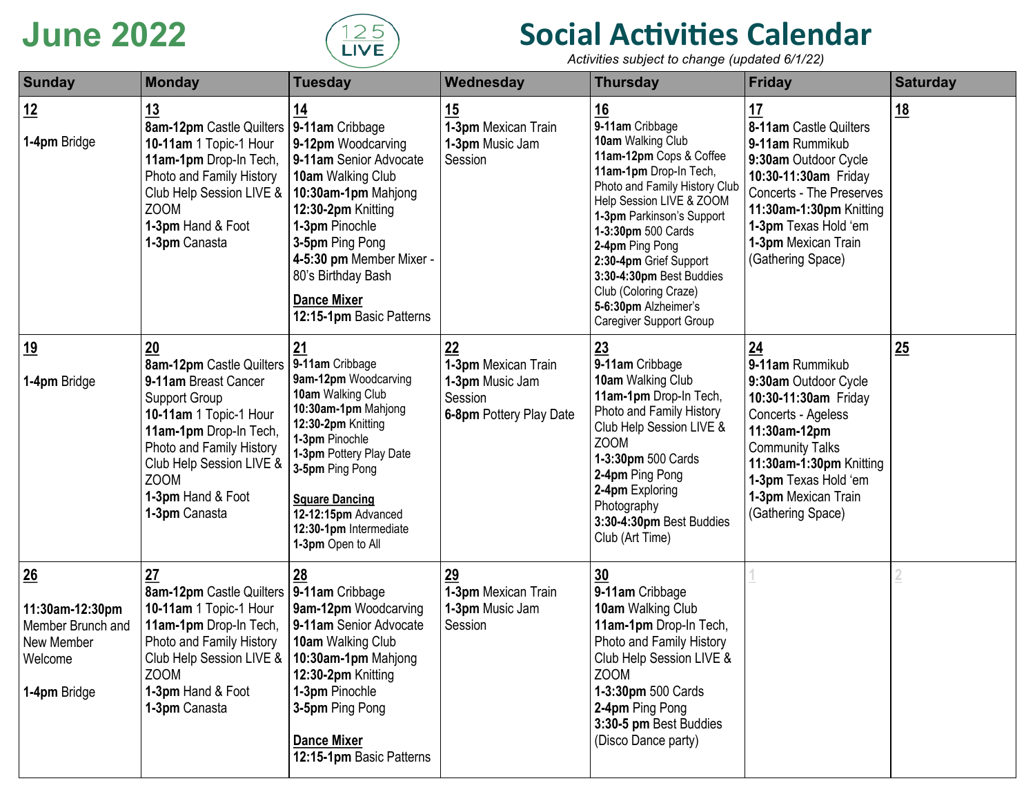# June 2022

125 LIVE

# Social Activities Calendar

*Activities subject to change (updated 6/1/22)*

| Sunday | Monday | Tuesday | Wednesday | Thursday | Friday | Saturday |
|---|---|---|---|---|---|---|
| **12**<br><br>**1-4pm** Bridge | **13**<br>**8am-12pm** Castle Quilters<br>**10-11am** 1 Topic-1 Hour<br>**11am-1pm** Drop-In Tech, Photo and Family History Club Help Session LIVE & ZOOM<br>**1-3pm** Hand & Foot<br>**1-3pm** Canasta | **14**<br>**9-11am** Cribbage<br>**9-12pm** Woodcarving<br>**9-11am** Senior Advocate<br>**10am** Walking Club<br>**10:30am-1pm** Mahjong<br>**12:30-2pm** Knitting<br>**1-3pm** Pinochle<br>**3-5pm** Ping Pong<br>**4-5:30 pm** Member Mixer - 80's Birthday Bash<br>**Dance Mixer**<br>**12:15-1pm** Basic Patterns | **15**<br>**1-3pm** Mexican Train<br>**1-3pm** Music Jam Session | **16**<br>**9-11am** Cribbage<br>**10am** Walking Club<br>**11am-12pm** Cops & Coffee<br>**11am-1pm** Drop-In Tech, Photo and Family History Club Help Session LIVE & ZOOM<br>**1-3pm** Parkinson's Support<br>**1-3:30pm** 500 Cards<br>**2-4pm** Ping Pong<br>**2:30-4pm** Grief Support<br>**3:30-4:30pm** Best Buddies Club (Coloring Craze)<br>**5-6:30pm** Alzheimer's Caregiver Support Group | **17**<br>**8-11am** Castle Quilters<br>**9-11am** Rummikub<br>**9:30am** Outdoor Cycle<br>**10:30-11:30am** Friday Concerts - The Preserves<br>**11:30am-1:30pm** Knitting<br>**1-3pm** Texas Hold 'em<br>**1-3pm** Mexican Train (Gathering Space) | **18** |
| **19**<br><br>**1-4pm** Bridge | **20**<br>**8am-12pm** Castle Quilters<br>**9-11am** Breast Cancer Support Group<br>**10-11am** 1 Topic-1 Hour<br>**11am-1pm** Drop-In Tech, Photo and Family History Club Help Session LIVE & ZOOM<br>**1-3pm** Hand & Foot<br>**1-3pm** Canasta | **21**<br>**9-11am** Cribbage<br>**9am-12pm** Woodcarving<br>**10am** Walking Club<br>**10:30am-1pm** Mahjong<br>**12:30-2pm** Knitting<br>**1-3pm** Pinochle<br>**1-3pm** Pottery Play Date<br>**3-5pm** Ping Pong<br>**Square Dancing**<br>**12-12:15pm** Advanced<br>**12:30-1pm** Intermediate<br>**1-3pm** Open to All | **22**<br>**1-3pm** Mexican Train<br>**1-3pm** Music Jam Session<br>**6-8pm** Pottery Play Date | **23**<br>**9-11am** Cribbage<br>**10am** Walking Club<br>**11am-1pm** Drop-In Tech, Photo and Family History Club Help Session LIVE & ZOOM<br>**1-3:30pm** 500 Cards<br>**2-4pm** Ping Pong<br>**2-4pm** Exploring Photography<br>**3:30-4:30pm** Best Buddies Club (Art Time) | **24**<br>**9-11am** Rummikub<br>**9:30am** Outdoor Cycle<br>**10:30-11:30am** Friday Concerts - Ageless<br>**11:30am-12pm** Community Talks<br>**11:30am-1:30pm** Knitting<br>**1-3pm** Texas Hold 'em<br>**1-3pm** Mexican Train (Gathering Space) | **25** |
| **26**<br><br>**11:30am-12:30pm** Member Brunch and New Member Welcome<br><br>**1-4pm** Bridge | **27**<br>**8am-12pm** Castle Quilters<br>**10-11am** 1 Topic-1 Hour<br>**11am-1pm** Drop-In Tech, Photo and Family History Club Help Session LIVE & ZOOM<br>**1-3pm** Hand & Foot<br>**1-3pm** Canasta | **28**<br>**9-11am** Cribbage<br>**9am-12pm** Woodcarving<br>**9-11am** Senior Advocate<br>**10am** Walking Club<br>**10:30am-1pm** Mahjong<br>**12:30-2pm** Knitting<br>**1-3pm** Pinochle<br>**3-5pm** Ping Pong<br>**Dance Mixer**<br>**12:15-1pm** Basic Patterns | **29**<br>**1-3pm** Mexican Train<br>**1-3pm** Music Jam Session | **30**<br>**9-11am** Cribbage<br>**10am** Walking Club<br>**11am-1pm** Drop-In Tech, Photo and Family History Club Help Session LIVE & ZOOM<br>**1-3:30pm** 500 Cards<br>**2-4pm** Ping Pong<br>**3:30-5 pm** Best Buddies (Disco Dance party) | 1 | 2 |